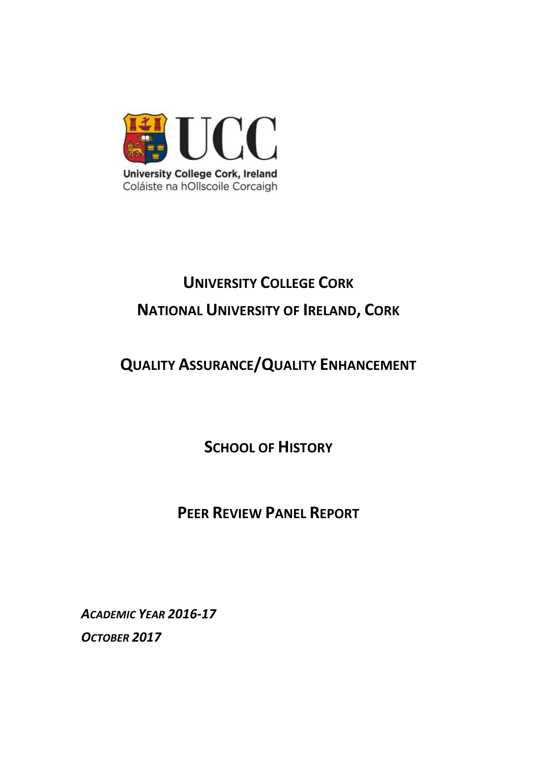University College Cork, Ireland
Coláiste na hOllscoile Corcaigh

# University College Cork

# National University of Ireland, Cork

## Quality Assurance/Quality Enhancement

## School of History

## Peer Review Panel Report

***Academic Year 2016-17***

***October 2017***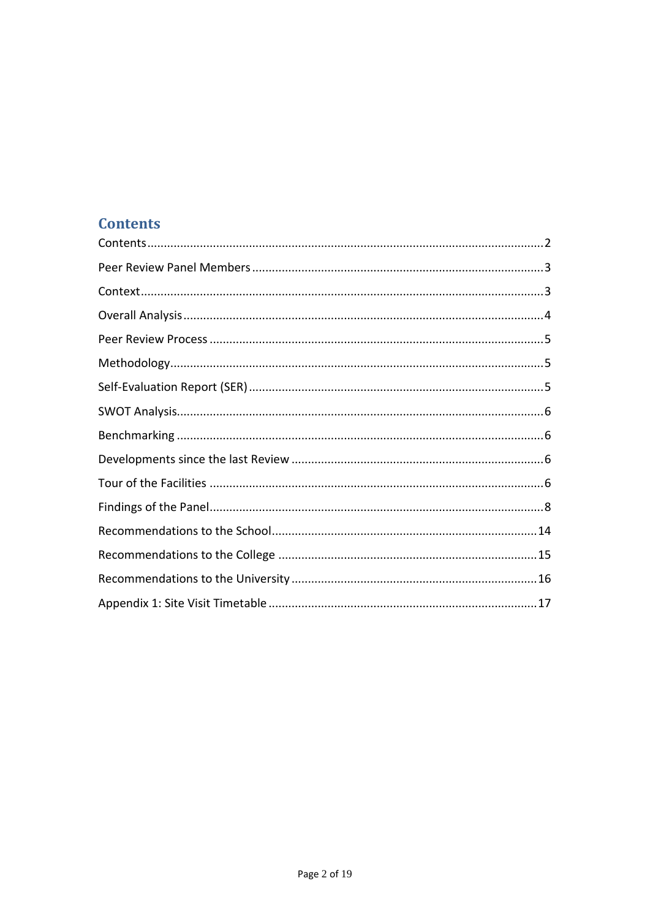# Contents

| | |
|---|---|
| Contents | 2 |
| Peer Review Panel Members | 3 |
| Context | 3 |
| Overall Analysis | 4 |
| Peer Review Process | 5 |
| Methodology | 5 |
| Self-Evaluation Report (SER) | 5 |
| SWOT Analysis | 6 |
| Benchmarking | 6 |
| Developments since the last Review | 6 |
| Tour of the Facilities | 6 |
| Findings of the Panel | 8 |
| Recommendations to the School | 14 |
| Recommendations to the College | 15 |
| Recommendations to the University | 16 |
| Appendix 1: Site Visit Timetable | 17 |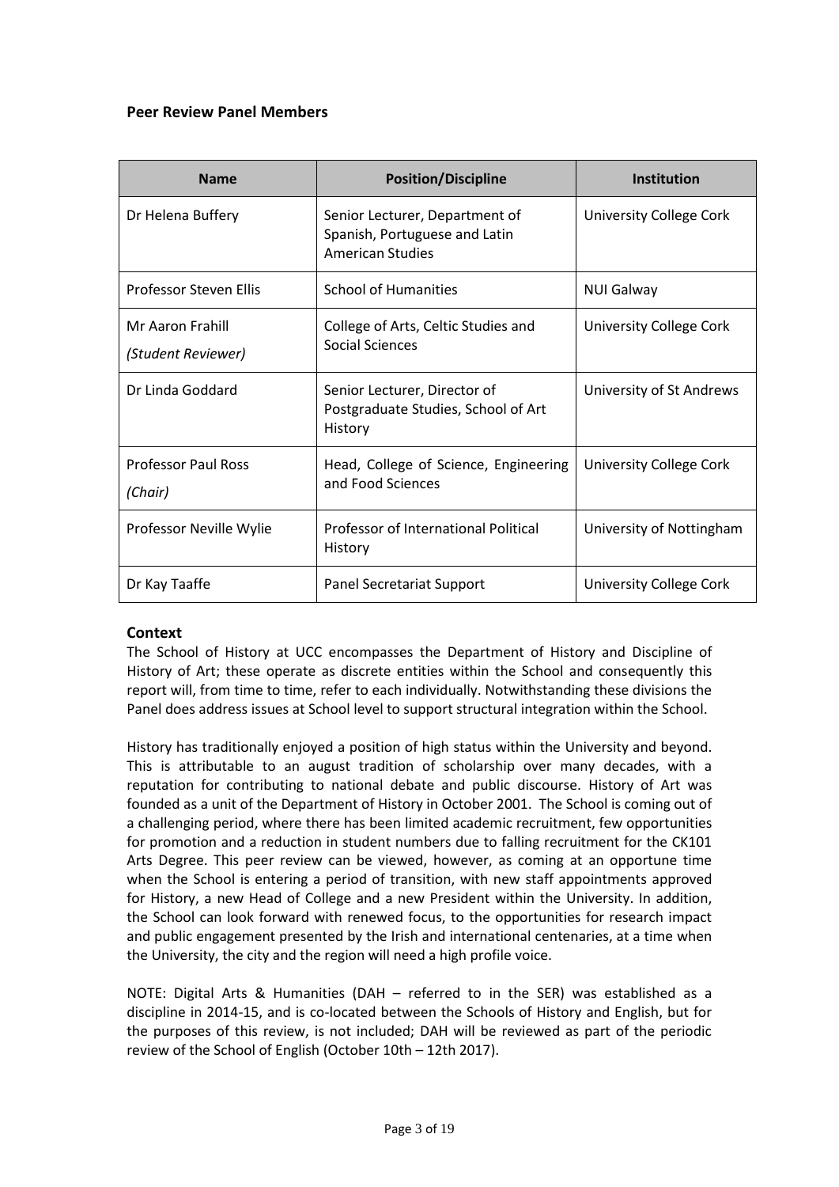### Peer Review Panel Members

| Name | Position/Discipline | Institution |
|---|---|---|
| Dr Helena Buffery | Senior Lecturer, Department of Spanish, Portuguese and Latin American Studies | University College Cork |
| Professor Steven Ellis | School of Humanities | NUI Galway |
| Mr Aaron Frahill *(Student Reviewer)* | College of Arts, Celtic Studies and Social Sciences | University College Cork |
| Dr Linda Goddard | Senior Lecturer, Director of Postgraduate Studies, School of Art History | University of St Andrews |
| Professor Paul Ross *(Chair)* | Head, College of Science, Engineering and Food Sciences | University College Cork |
| Professor Neville Wylie | Professor of International Political History | University of Nottingham |
| Dr Kay Taaffe | Panel Secretariat Support | University College Cork |

### Context

The School of History at UCC encompasses the Department of History and Discipline of History of Art; these operate as discrete entities within the School and consequently this report will, from time to time, refer to each individually. Notwithstanding these divisions the Panel does address issues at School level to support structural integration within the School.

History has traditionally enjoyed a position of high status within the University and beyond. This is attributable to an august tradition of scholarship over many decades, with a reputation for contributing to national debate and public discourse. History of Art was founded as a unit of the Department of History in October 2001. The School is coming out of a challenging period, where there has been limited academic recruitment, few opportunities for promotion and a reduction in student numbers due to falling recruitment for the CK101 Arts Degree. This peer review can be viewed, however, as coming at an opportune time when the School is entering a period of transition, with new staff appointments approved for History, a new Head of College and a new President within the University. In addition, the School can look forward with renewed focus, to the opportunities for research impact and public engagement presented by the Irish and international centenaries, at a time when the University, the city and the region will need a high profile voice.

NOTE: Digital Arts & Humanities (DAH – referred to in the SER) was established as a discipline in 2014-15, and is co-located between the Schools of History and English, but for the purposes of this review, is not included; DAH will be reviewed as part of the periodic review of the School of English (October 10th – 12th 2017).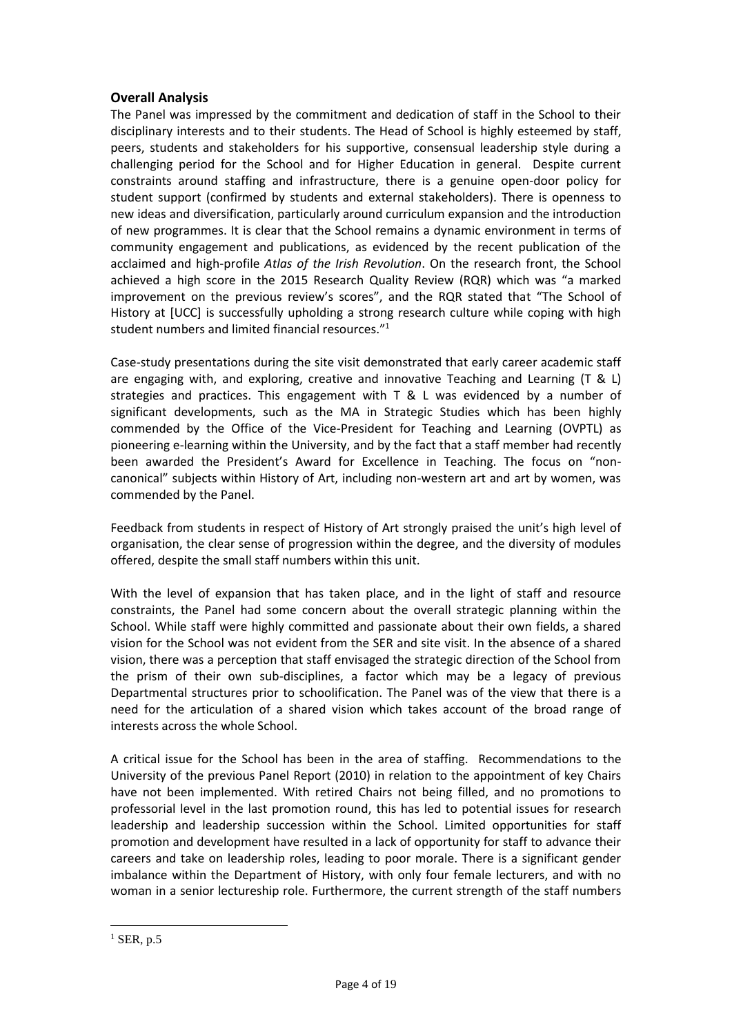### Overall Analysis

The Panel was impressed by the commitment and dedication of staff in the School to their disciplinary interests and to their students. The Head of School is highly esteemed by staff, peers, students and stakeholders for his supportive, consensual leadership style during a challenging period for the School and for Higher Education in general. Despite current constraints around staffing and infrastructure, there is a genuine open-door policy for student support (confirmed by students and external stakeholders). There is openness to new ideas and diversification, particularly around curriculum expansion and the introduction of new programmes. It is clear that the School remains a dynamic environment in terms of community engagement and publications, as evidenced by the recent publication of the acclaimed and high-profile *Atlas of the Irish Revolution*. On the research front, the School achieved a high score in the 2015 Research Quality Review (RQR) which was "a marked improvement on the previous review's scores", and the RQR stated that "The School of History at [UCC] is successfully upholding a strong research culture while coping with high student numbers and limited financial resources."[1]

Case-study presentations during the site visit demonstrated that early career academic staff are engaging with, and exploring, creative and innovative Teaching and Learning (T & L) strategies and practices. This engagement with T & L was evidenced by a number of significant developments, such as the MA in Strategic Studies which has been highly commended by the Office of the Vice-President for Teaching and Learning (OVPTL) as pioneering e-learning within the University, and by the fact that a staff member had recently been awarded the President's Award for Excellence in Teaching. The focus on "non-canonical" subjects within History of Art, including non-western art and art by women, was commended by the Panel.

Feedback from students in respect of History of Art strongly praised the unit's high level of organisation, the clear sense of progression within the degree, and the diversity of modules offered, despite the small staff numbers within this unit.

With the level of expansion that has taken place, and in the light of staff and resource constraints, the Panel had some concern about the overall strategic planning within the School. While staff were highly committed and passionate about their own fields, a shared vision for the School was not evident from the SER and site visit. In the absence of a shared vision, there was a perception that staff envisaged the strategic direction of the School from the prism of their own sub-disciplines, a factor which may be a legacy of previous Departmental structures prior to schoolification. The Panel was of the view that there is a need for the articulation of a shared vision which takes account of the broad range of interests across the whole School.

A critical issue for the School has been in the area of staffing. Recommendations to the University of the previous Panel Report (2010) in relation to the appointment of key Chairs have not been implemented. With retired Chairs not being filled, and no promotions to professorial level in the last promotion round, this has led to potential issues for research leadership and leadership succession within the School. Limited opportunities for staff promotion and development have resulted in a lack of opportunity for staff to advance their careers and take on leadership roles, leading to poor morale. There is a significant gender imbalance within the Department of History, with only four female lecturers, and with no woman in a senior lectureship role. Furthermore, the current strength of the staff numbers

---

[1] SER, p.5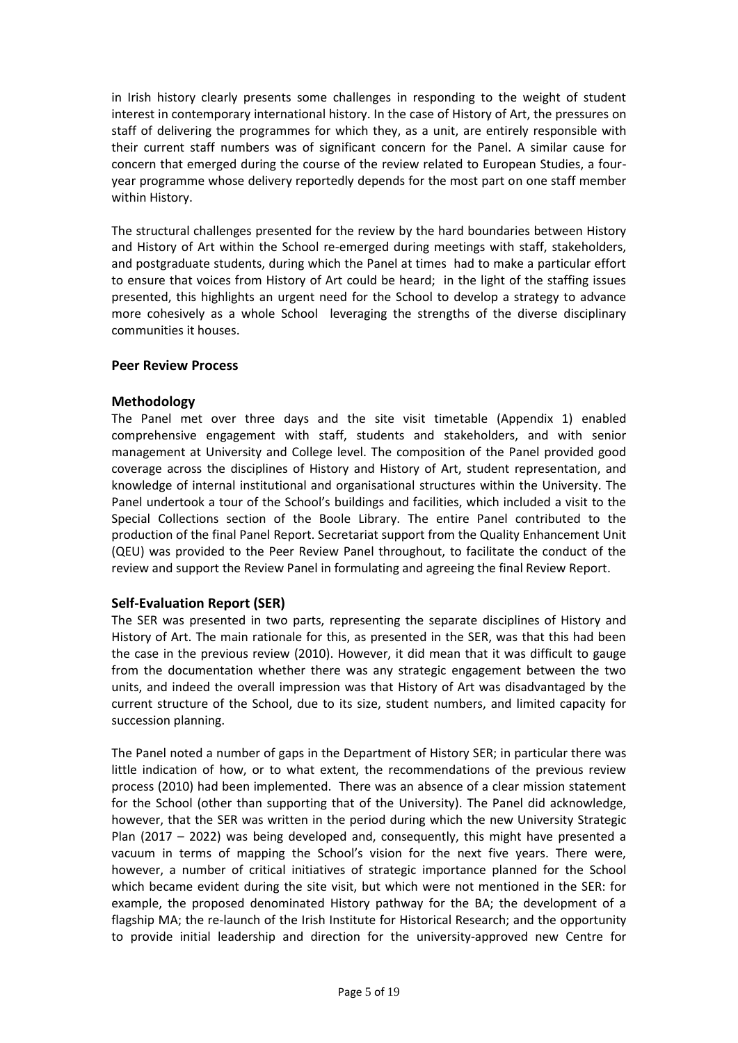in Irish history clearly presents some challenges in responding to the weight of student interest in contemporary international history. In the case of History of Art, the pressures on staff of delivering the programmes for which they, as a unit, are entirely responsible with their current staff numbers was of significant concern for the Panel. A similar cause for concern that emerged during the course of the review related to European Studies, a four-year programme whose delivery reportedly depends for the most part on one staff member within History.

The structural challenges presented for the review by the hard boundaries between History and History of Art within the School re-emerged during meetings with staff, stakeholders, and postgraduate students, during which the Panel at times had to make a particular effort to ensure that voices from History of Art could be heard; in the light of the staffing issues presented, this highlights an urgent need for the School to develop a strategy to advance more cohesively as a whole School leveraging the strengths of the diverse disciplinary communities it houses.

## Peer Review Process

### Methodology

The Panel met over three days and the site visit timetable (Appendix 1) enabled comprehensive engagement with staff, students and stakeholders, and with senior management at University and College level. The composition of the Panel provided good coverage across the disciplines of History and History of Art, student representation, and knowledge of internal institutional and organisational structures within the University. The Panel undertook a tour of the School's buildings and facilities, which included a visit to the Special Collections section of the Boole Library. The entire Panel contributed to the production of the final Panel Report. Secretariat support from the Quality Enhancement Unit (QEU) was provided to the Peer Review Panel throughout, to facilitate the conduct of the review and support the Review Panel in formulating and agreeing the final Review Report.

### Self-Evaluation Report (SER)

The SER was presented in two parts, representing the separate disciplines of History and History of Art. The main rationale for this, as presented in the SER, was that this had been the case in the previous review (2010). However, it did mean that it was difficult to gauge from the documentation whether there was any strategic engagement between the two units, and indeed the overall impression was that History of Art was disadvantaged by the current structure of the School, due to its size, student numbers, and limited capacity for succession planning.

The Panel noted a number of gaps in the Department of History SER; in particular there was little indication of how, or to what extent, the recommendations of the previous review process (2010) had been implemented. There was an absence of a clear mission statement for the School (other than supporting that of the University). The Panel did acknowledge, however, that the SER was written in the period during which the new University Strategic Plan (2017 – 2022) was being developed and, consequently, this might have presented a vacuum in terms of mapping the School's vision for the next five years. There were, however, a number of critical initiatives of strategic importance planned for the School which became evident during the site visit, but which were not mentioned in the SER: for example, the proposed denominated History pathway for the BA; the development of a flagship MA; the re-launch of the Irish Institute for Historical Research; and the opportunity to provide initial leadership and direction for the university-approved new Centre for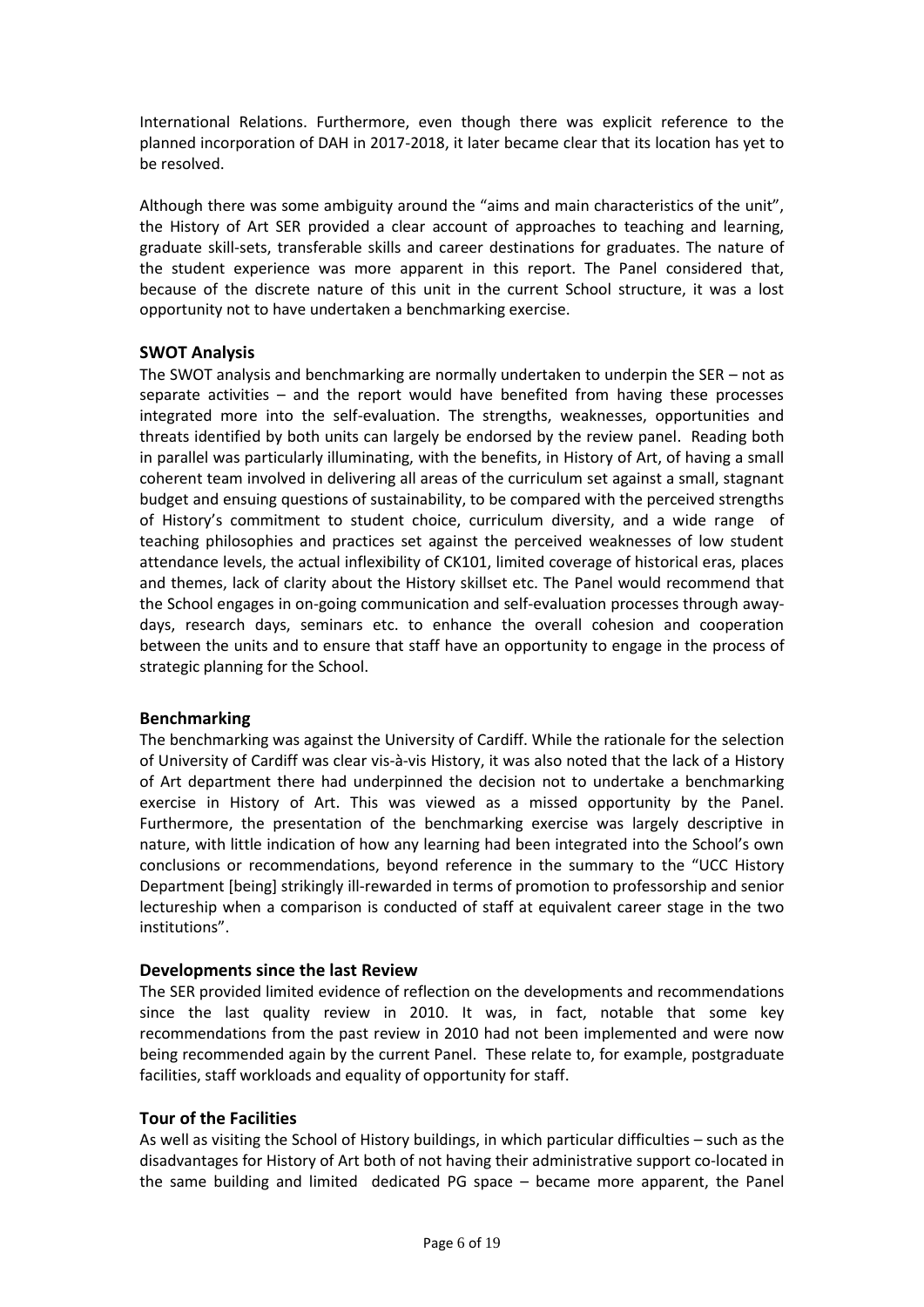International Relations. Furthermore, even though there was explicit reference to the planned incorporation of DAH in 2017-2018, it later became clear that its location has yet to be resolved.

Although there was some ambiguity around the "aims and main characteristics of the unit", the History of Art SER provided a clear account of approaches to teaching and learning, graduate skill-sets, transferable skills and career destinations for graduates. The nature of the student experience was more apparent in this report. The Panel considered that, because of the discrete nature of this unit in the current School structure, it was a lost opportunity not to have undertaken a benchmarking exercise.

## SWOT Analysis

The SWOT analysis and benchmarking are normally undertaken to underpin the SER – not as separate activities – and the report would have benefited from having these processes integrated more into the self-evaluation. The strengths, weaknesses, opportunities and threats identified by both units can largely be endorsed by the review panel. Reading both in parallel was particularly illuminating, with the benefits, in History of Art, of having a small coherent team involved in delivering all areas of the curriculum set against a small, stagnant budget and ensuing questions of sustainability, to be compared with the perceived strengths of History's commitment to student choice, curriculum diversity, and a wide range of teaching philosophies and practices set against the perceived weaknesses of low student attendance levels, the actual inflexibility of CK101, limited coverage of historical eras, places and themes, lack of clarity about the History skillset etc. The Panel would recommend that the School engages in on-going communication and self-evaluation processes through away-days, research days, seminars etc. to enhance the overall cohesion and cooperation between the units and to ensure that staff have an opportunity to engage in the process of strategic planning for the School.

## Benchmarking

The benchmarking was against the University of Cardiff. While the rationale for the selection of University of Cardiff was clear vis-à-vis History, it was also noted that the lack of a History of Art department there had underpinned the decision not to undertake a benchmarking exercise in History of Art. This was viewed as a missed opportunity by the Panel. Furthermore, the presentation of the benchmarking exercise was largely descriptive in nature, with little indication of how any learning had been integrated into the School's own conclusions or recommendations, beyond reference in the summary to the "UCC History Department [being] strikingly ill-rewarded in terms of promotion to professorship and senior lectureship when a comparison is conducted of staff at equivalent career stage in the two institutions".

## Developments since the last Review

The SER provided limited evidence of reflection on the developments and recommendations since the last quality review in 2010. It was, in fact, notable that some key recommendations from the past review in 2010 had not been implemented and were now being recommended again by the current Panel. These relate to, for example, postgraduate facilities, staff workloads and equality of opportunity for staff.

## Tour of the Facilities

As well as visiting the School of History buildings, in which particular difficulties – such as the disadvantages for History of Art both of not having their administrative support co-located in the same building and limited dedicated PG space – became more apparent, the Panel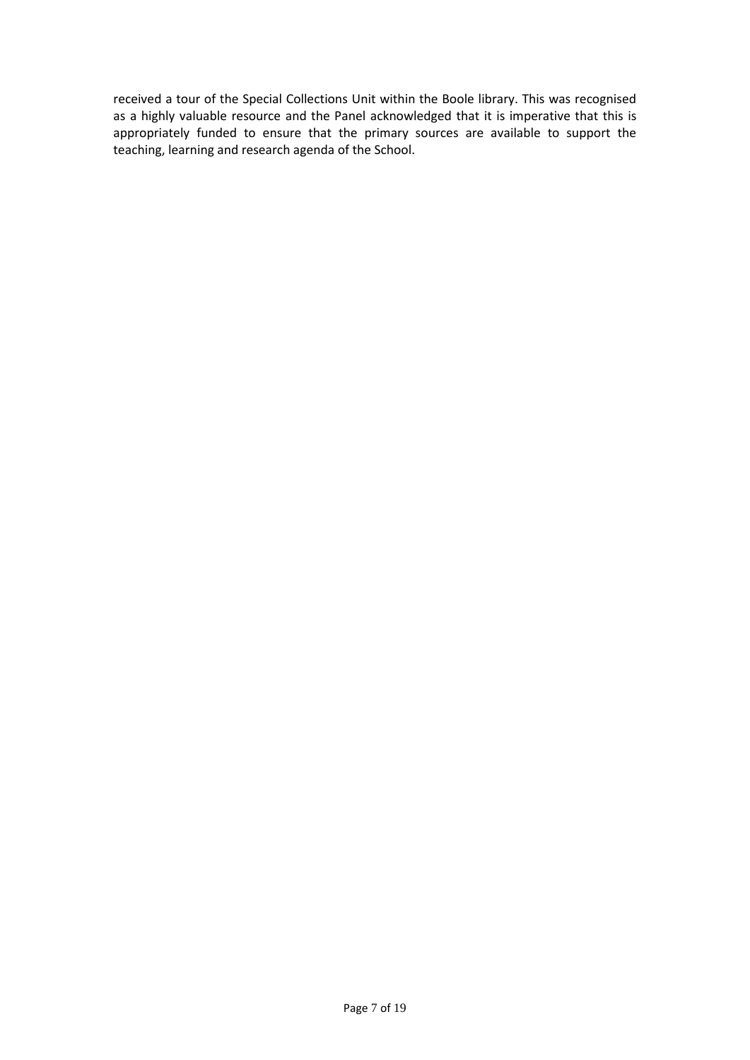received a tour of the Special Collections Unit within the Boole library. This was recognised as a highly valuable resource and the Panel acknowledged that it is imperative that this is appropriately funded to ensure that the primary sources are available to support the teaching, learning and research agenda of the School.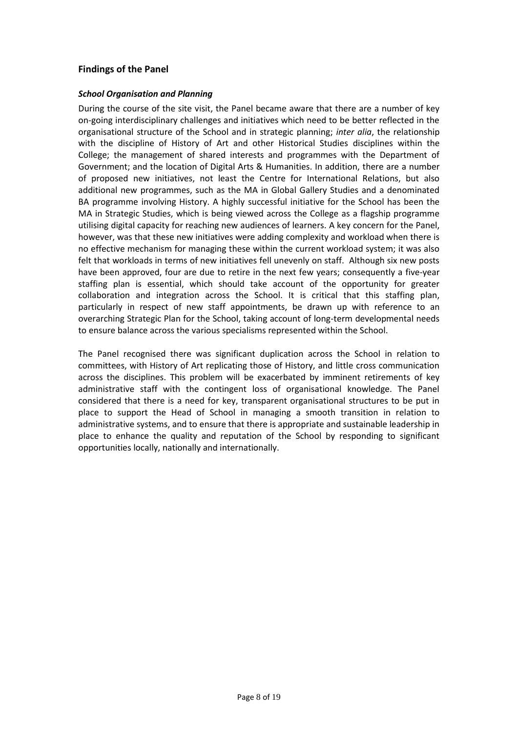## Findings of the Panel

### *School Organisation and Planning*

During the course of the site visit, the Panel became aware that there are a number of key on-going interdisciplinary challenges and initiatives which need to be better reflected in the organisational structure of the School and in strategic planning; *inter alia*, the relationship with the discipline of History of Art and other Historical Studies disciplines within the College; the management of shared interests and programmes with the Department of Government; and the location of Digital Arts & Humanities. In addition, there are a number of proposed new initiatives, not least the Centre for International Relations, but also additional new programmes, such as the MA in Global Gallery Studies and a denominated BA programme involving History. A highly successful initiative for the School has been the MA in Strategic Studies, which is being viewed across the College as a flagship programme utilising digital capacity for reaching new audiences of learners. A key concern for the Panel, however, was that these new initiatives were adding complexity and workload when there is no effective mechanism for managing these within the current workload system; it was also felt that workloads in terms of new initiatives fell unevenly on staff. Although six new posts have been approved, four are due to retire in the next few years; consequently a five-year staffing plan is essential, which should take account of the opportunity for greater collaboration and integration across the School. It is critical that this staffing plan, particularly in respect of new staff appointments, be drawn up with reference to an overarching Strategic Plan for the School, taking account of long-term developmental needs to ensure balance across the various specialisms represented within the School.

The Panel recognised there was significant duplication across the School in relation to committees, with History of Art replicating those of History, and little cross communication across the disciplines. This problem will be exacerbated by imminent retirements of key administrative staff with the contingent loss of organisational knowledge. The Panel considered that there is a need for key, transparent organisational structures to be put in place to support the Head of School in managing a smooth transition in relation to administrative systems, and to ensure that there is appropriate and sustainable leadership in place to enhance the quality and reputation of the School by responding to significant opportunities locally, nationally and internationally.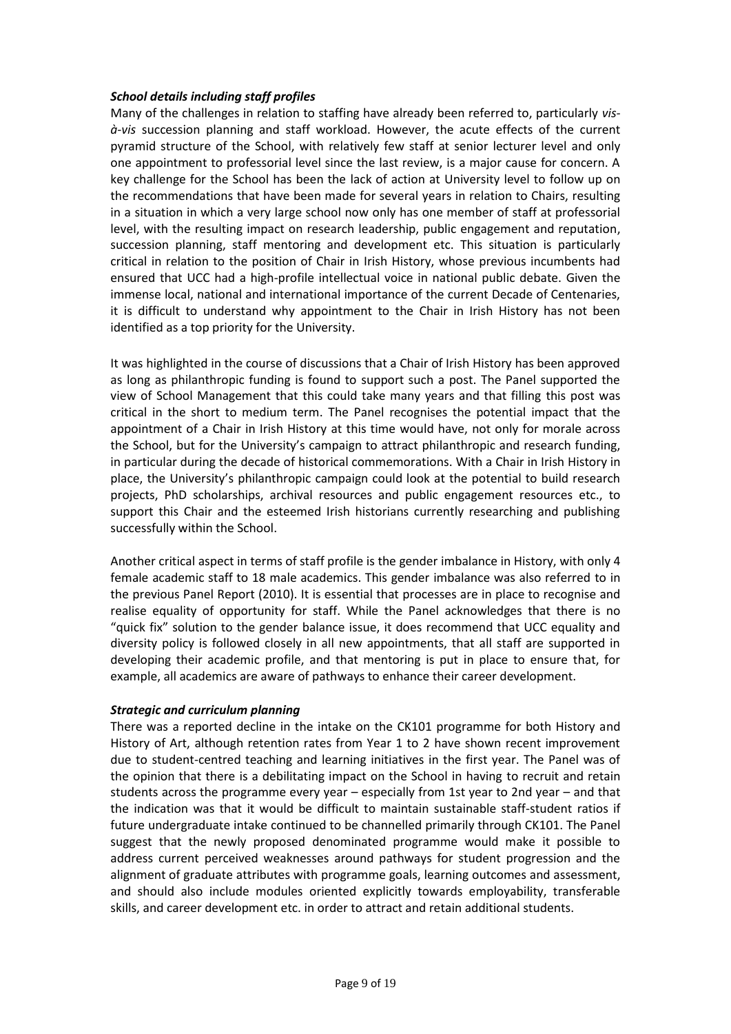### *School details including staff profiles*

Many of the challenges in relation to staffing have already been referred to, particularly *vis-à-vis* succession planning and staff workload. However, the acute effects of the current pyramid structure of the School, with relatively few staff at senior lecturer level and only one appointment to professorial level since the last review, is a major cause for concern. A key challenge for the School has been the lack of action at University level to follow up on the recommendations that have been made for several years in relation to Chairs, resulting in a situation in which a very large school now only has one member of staff at professorial level, with the resulting impact on research leadership, public engagement and reputation, succession planning, staff mentoring and development etc. This situation is particularly critical in relation to the position of Chair in Irish History, whose previous incumbents had ensured that UCC had a high-profile intellectual voice in national public debate. Given the immense local, national and international importance of the current Decade of Centenaries, it is difficult to understand why appointment to the Chair in Irish History has not been identified as a top priority for the University.

It was highlighted in the course of discussions that a Chair of Irish History has been approved as long as philanthropic funding is found to support such a post. The Panel supported the view of School Management that this could take many years and that filling this post was critical in the short to medium term. The Panel recognises the potential impact that the appointment of a Chair in Irish History at this time would have, not only for morale across the School, but for the University's campaign to attract philanthropic and research funding, in particular during the decade of historical commemorations. With a Chair in Irish History in place, the University's philanthropic campaign could look at the potential to build research projects, PhD scholarships, archival resources and public engagement resources etc., to support this Chair and the esteemed Irish historians currently researching and publishing successfully within the School.

Another critical aspect in terms of staff profile is the gender imbalance in History, with only 4 female academic staff to 18 male academics. This gender imbalance was also referred to in the previous Panel Report (2010). It is essential that processes are in place to recognise and realise equality of opportunity for staff. While the Panel acknowledges that there is no "quick fix" solution to the gender balance issue, it does recommend that UCC equality and diversity policy is followed closely in all new appointments, that all staff are supported in developing their academic profile, and that mentoring is put in place to ensure that, for example, all academics are aware of pathways to enhance their career development.

### *Strategic and curriculum planning*

There was a reported decline in the intake on the CK101 programme for both History and History of Art, although retention rates from Year 1 to 2 have shown recent improvement due to student-centred teaching and learning initiatives in the first year. The Panel was of the opinion that there is a debilitating impact on the School in having to recruit and retain students across the programme every year – especially from 1st year to 2nd year – and that the indication was that it would be difficult to maintain sustainable staff-student ratios if future undergraduate intake continued to be channelled primarily through CK101. The Panel suggest that the newly proposed denominated programme would make it possible to address current perceived weaknesses around pathways for student progression and the alignment of graduate attributes with programme goals, learning outcomes and assessment, and should also include modules oriented explicitly towards employability, transferable skills, and career development etc. in order to attract and retain additional students.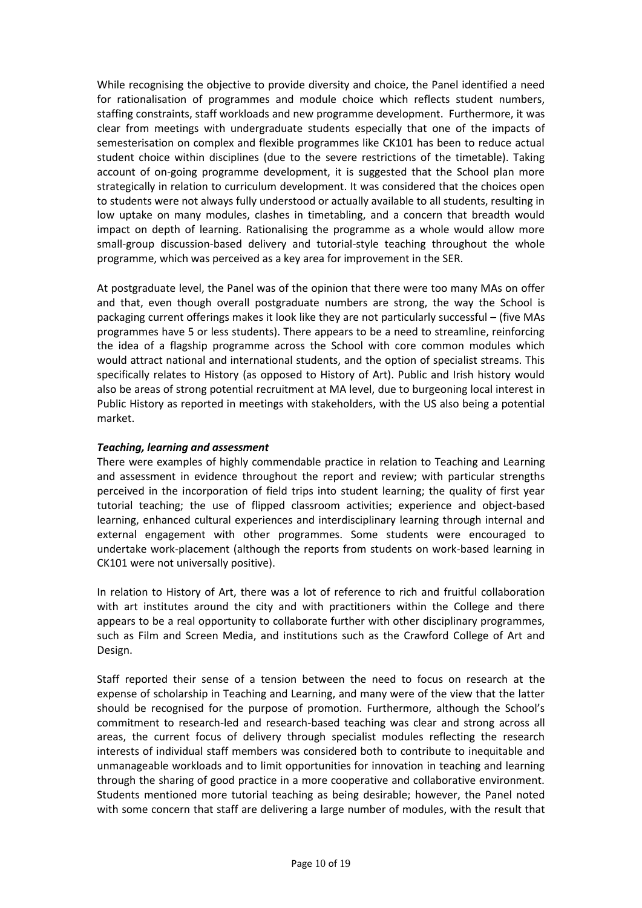While recognising the objective to provide diversity and choice, the Panel identified a need for rationalisation of programmes and module choice which reflects student numbers, staffing constraints, staff workloads and new programme development. Furthermore, it was clear from meetings with undergraduate students especially that one of the impacts of semesterisation on complex and flexible programmes like CK101 has been to reduce actual student choice within disciplines (due to the severe restrictions of the timetable). Taking account of on-going programme development, it is suggested that the School plan more strategically in relation to curriculum development. It was considered that the choices open to students were not always fully understood or actually available to all students, resulting in low uptake on many modules, clashes in timetabling, and a concern that breadth would impact on depth of learning. Rationalising the programme as a whole would allow more small-group discussion-based delivery and tutorial-style teaching throughout the whole programme, which was perceived as a key area for improvement in the SER.

At postgraduate level, the Panel was of the opinion that there were too many MAs on offer and that, even though overall postgraduate numbers are strong, the way the School is packaging current offerings makes it look like they are not particularly successful – (five MAs programmes have 5 or less students). There appears to be a need to streamline, reinforcing the idea of a flagship programme across the School with core common modules which would attract national and international students, and the option of specialist streams. This specifically relates to History (as opposed to History of Art). Public and Irish history would also be areas of strong potential recruitment at MA level, due to burgeoning local interest in Public History as reported in meetings with stakeholders, with the US also being a potential market.

***Teaching, learning and assessment***

There were examples of highly commendable practice in relation to Teaching and Learning and assessment in evidence throughout the report and review; with particular strengths perceived in the incorporation of field trips into student learning; the quality of first year tutorial teaching; the use of flipped classroom activities; experience and object-based learning, enhanced cultural experiences and interdisciplinary learning through internal and external engagement with other programmes. Some students were encouraged to undertake work-placement (although the reports from students on work-based learning in CK101 were not universally positive).

In relation to History of Art, there was a lot of reference to rich and fruitful collaboration with art institutes around the city and with practitioners within the College and there appears to be a real opportunity to collaborate further with other disciplinary programmes, such as Film and Screen Media, and institutions such as the Crawford College of Art and Design.

Staff reported their sense of a tension between the need to focus on research at the expense of scholarship in Teaching and Learning, and many were of the view that the latter should be recognised for the purpose of promotion. Furthermore, although the School's commitment to research-led and research-based teaching was clear and strong across all areas, the current focus of delivery through specialist modules reflecting the research interests of individual staff members was considered both to contribute to inequitable and unmanageable workloads and to limit opportunities for innovation in teaching and learning through the sharing of good practice in a more cooperative and collaborative environment. Students mentioned more tutorial teaching as being desirable; however, the Panel noted with some concern that staff are delivering a large number of modules, with the result that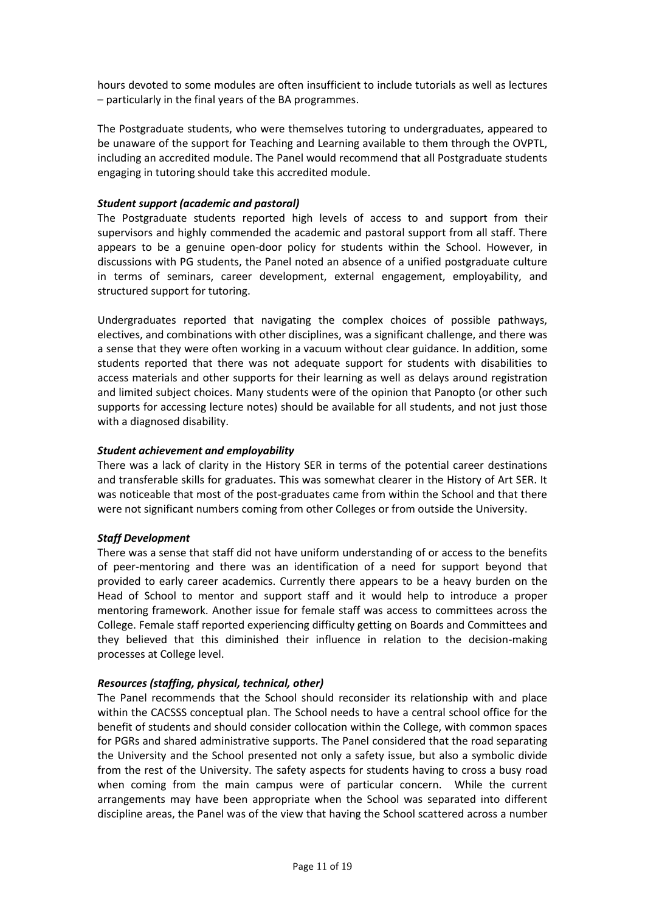hours devoted to some modules are often insufficient to include tutorials as well as lectures – particularly in the final years of the BA programmes.

The Postgraduate students, who were themselves tutoring to undergraduates, appeared to be unaware of the support for Teaching and Learning available to them through the OVPTL, including an accredited module. The Panel would recommend that all Postgraduate students engaging in tutoring should take this accredited module.

***Student support (academic and pastoral)***

The Postgraduate students reported high levels of access to and support from their supervisors and highly commended the academic and pastoral support from all staff. There appears to be a genuine open-door policy for students within the School. However, in discussions with PG students, the Panel noted an absence of a unified postgraduate culture in terms of seminars, career development, external engagement, employability, and structured support for tutoring.

Undergraduates reported that navigating the complex choices of possible pathways, electives, and combinations with other disciplines, was a significant challenge, and there was a sense that they were often working in a vacuum without clear guidance. In addition, some students reported that there was not adequate support for students with disabilities to access materials and other supports for their learning as well as delays around registration and limited subject choices. Many students were of the opinion that Panopto (or other such supports for accessing lecture notes) should be available for all students, and not just those with a diagnosed disability.

***Student achievement and employability***

There was a lack of clarity in the History SER in terms of the potential career destinations and transferable skills for graduates. This was somewhat clearer in the History of Art SER. It was noticeable that most of the post-graduates came from within the School and that there were not significant numbers coming from other Colleges or from outside the University.

***Staff Development***

There was a sense that staff did not have uniform understanding of or access to the benefits of peer-mentoring and there was an identification of a need for support beyond that provided to early career academics. Currently there appears to be a heavy burden on the Head of School to mentor and support staff and it would help to introduce a proper mentoring framework. Another issue for female staff was access to committees across the College. Female staff reported experiencing difficulty getting on Boards and Committees and they believed that this diminished their influence in relation to the decision-making processes at College level.

***Resources (staffing, physical, technical, other)***

The Panel recommends that the School should reconsider its relationship with and place within the CACSSS conceptual plan. The School needs to have a central school office for the benefit of students and should consider collocation within the College, with common spaces for PGRs and shared administrative supports. The Panel considered that the road separating the University and the School presented not only a safety issue, but also a symbolic divide from the rest of the University. The safety aspects for students having to cross a busy road when coming from the main campus were of particular concern. While the current arrangements may have been appropriate when the School was separated into different discipline areas, the Panel was of the view that having the School scattered across a number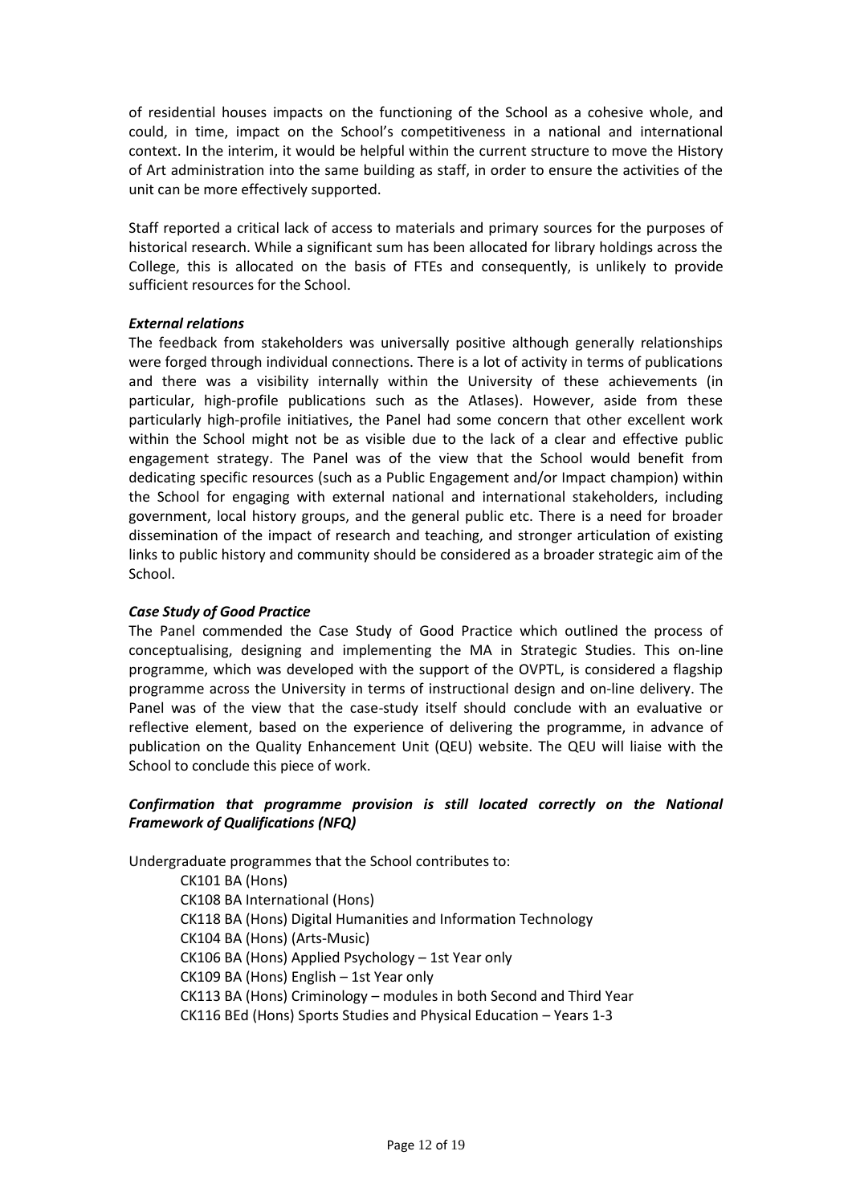of residential houses impacts on the functioning of the School as a cohesive whole, and could, in time, impact on the School's competitiveness in a national and international context. In the interim, it would be helpful within the current structure to move the History of Art administration into the same building as staff, in order to ensure the activities of the unit can be more effectively supported.

Staff reported a critical lack of access to materials and primary sources for the purposes of historical research. While a significant sum has been allocated for library holdings across the College, this is allocated on the basis of FTEs and consequently, is unlikely to provide sufficient resources for the School.

***External relations***

The feedback from stakeholders was universally positive although generally relationships were forged through individual connections. There is a lot of activity in terms of publications and there was a visibility internally within the University of these achievements (in particular, high-profile publications such as the Atlases). However, aside from these particularly high-profile initiatives, the Panel had some concern that other excellent work within the School might not be as visible due to the lack of a clear and effective public engagement strategy. The Panel was of the view that the School would benefit from dedicating specific resources (such as a Public Engagement and/or Impact champion) within the School for engaging with external national and international stakeholders, including government, local history groups, and the general public etc. There is a need for broader dissemination of the impact of research and teaching, and stronger articulation of existing links to public history and community should be considered as a broader strategic aim of the School.

***Case Study of Good Practice***

The Panel commended the Case Study of Good Practice which outlined the process of conceptualising, designing and implementing the MA in Strategic Studies. This on-line programme, which was developed with the support of the OVPTL, is considered a flagship programme across the University in terms of instructional design and on-line delivery. The Panel was of the view that the case-study itself should conclude with an evaluative or reflective element, based on the experience of delivering the programme, in advance of publication on the Quality Enhancement Unit (QEU) website. The QEU will liaise with the School to conclude this piece of work.

***Confirmation that programme provision is still located correctly on the National Framework of Qualifications (NFQ)***

Undergraduate programmes that the School contributes to:

- CK101 BA (Hons)
- CK108 BA International (Hons)
- CK118 BA (Hons) Digital Humanities and Information Technology
- CK104 BA (Hons) (Arts-Music)
- CK106 BA (Hons) Applied Psychology – 1st Year only
- CK109 BA (Hons) English – 1st Year only
- CK113 BA (Hons) Criminology – modules in both Second and Third Year
- CK116 BEd (Hons) Sports Studies and Physical Education – Years 1-3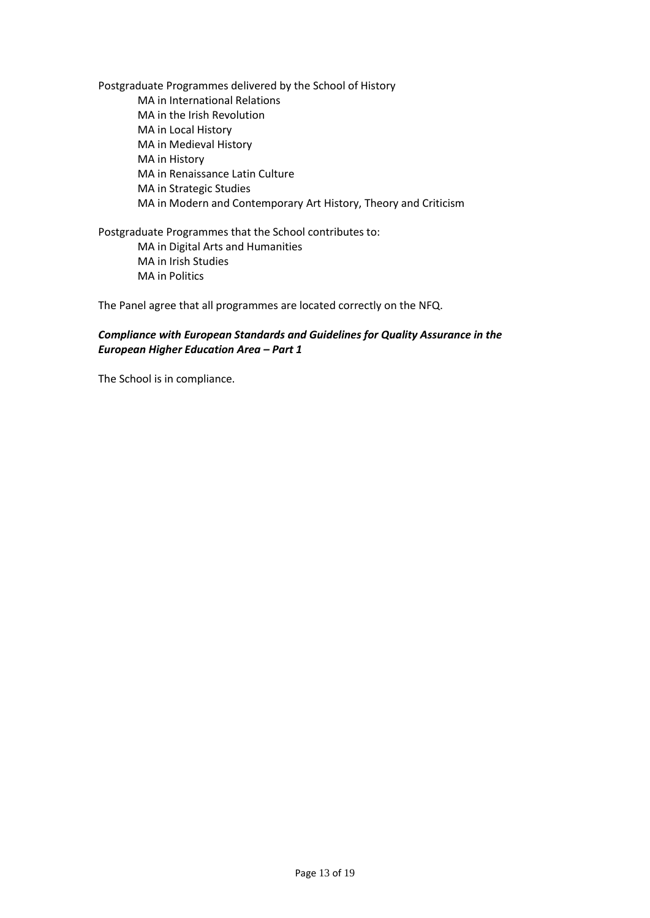Postgraduate Programmes delivered by the School of History

- MA in International Relations
- MA in the Irish Revolution
- MA in Local History
- MA in Medieval History
- MA in History
- MA in Renaissance Latin Culture
- MA in Strategic Studies
- MA in Modern and Contemporary Art History, Theory and Criticism

Postgraduate Programmes that the School contributes to:

- MA in Digital Arts and Humanities
- MA in Irish Studies
- MA in Politics

The Panel agree that all programmes are located correctly on the NFQ.

***Compliance with European Standards and Guidelines for Quality Assurance in the European Higher Education Area – Part 1***

The School is in compliance.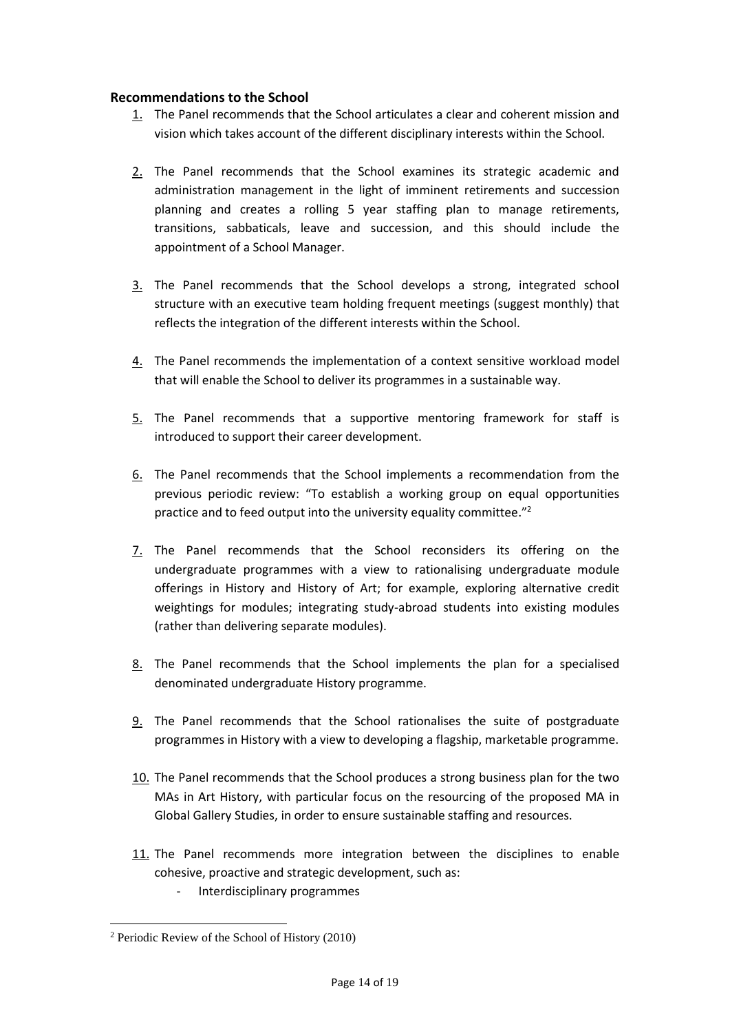## Recommendations to the School

1. The Panel recommends that the School articulates a clear and coherent mission and vision which takes account of the different disciplinary interests within the School.

2. The Panel recommends that the School examines its strategic academic and administration management in the light of imminent retirements and succession planning and creates a rolling 5 year staffing plan to manage retirements, transitions, sabbaticals, leave and succession, and this should include the appointment of a School Manager.

3. The Panel recommends that the School develops a strong, integrated school structure with an executive team holding frequent meetings (suggest monthly) that reflects the integration of the different interests within the School.

4. The Panel recommends the implementation of a context sensitive workload model that will enable the School to deliver its programmes in a sustainable way.

5. The Panel recommends that a supportive mentoring framework for staff is introduced to support their career development.

6. The Panel recommends that the School implements a recommendation from the previous periodic review: "To establish a working group on equal opportunities practice and to feed output into the university equality committee."[2]

7. The Panel recommends that the School reconsiders its offering on the undergraduate programmes with a view to rationalising undergraduate module offerings in History and History of Art; for example, exploring alternative credit weightings for modules; integrating study-abroad students into existing modules (rather than delivering separate modules).

8. The Panel recommends that the School implements the plan for a specialised denominated undergraduate History programme.

9. The Panel recommends that the School rationalises the suite of postgraduate programmes in History with a view to developing a flagship, marketable programme.

10. The Panel recommends that the School produces a strong business plan for the two MAs in Art History, with particular focus on the resourcing of the proposed MA in Global Gallery Studies, in order to ensure sustainable staffing and resources.

11. The Panel recommends more integration between the disciplines to enable cohesive, proactive and strategic development, such as:
    - Interdisciplinary programmes

[2] Periodic Review of the School of History (2010)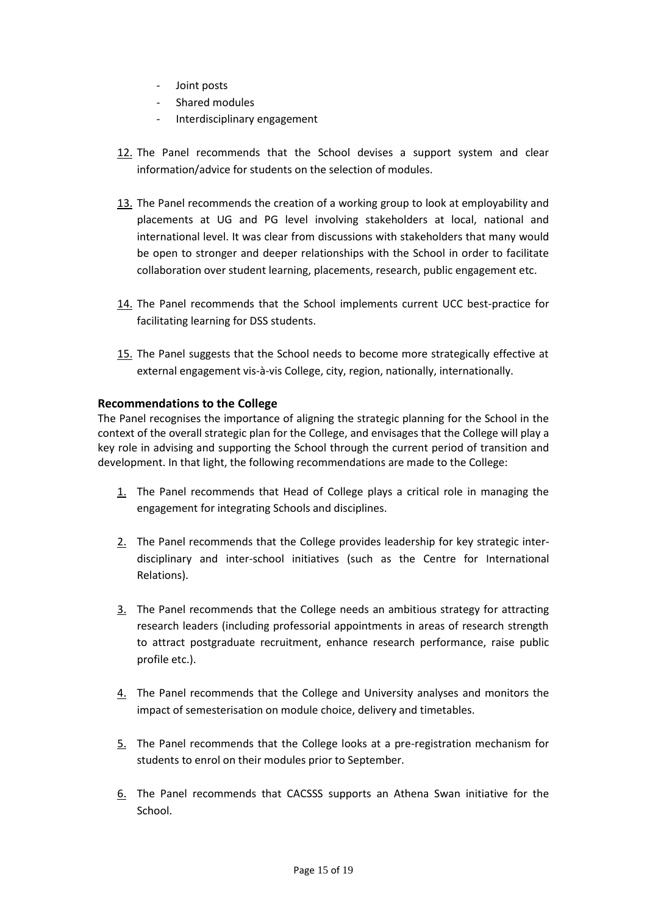- Joint posts
- Shared modules
- Interdisciplinary engagement

12. The Panel recommends that the School devises a support system and clear information/advice for students on the selection of modules.

13. The Panel recommends the creation of a working group to look at employability and placements at UG and PG level involving stakeholders at local, national and international level. It was clear from discussions with stakeholders that many would be open to stronger and deeper relationships with the School in order to facilitate collaboration over student learning, placements, research, public engagement etc.

14. The Panel recommends that the School implements current UCC best-practice for facilitating learning for DSS students.

15. The Panel suggests that the School needs to become more strategically effective at external engagement vis-à-vis College, city, region, nationally, internationally.

### Recommendations to the College

The Panel recognises the importance of aligning the strategic planning for the School in the context of the overall strategic plan for the College, and envisages that the College will play a key role in advising and supporting the School through the current period of transition and development. In that light, the following recommendations are made to the College:

1. The Panel recommends that Head of College plays a critical role in managing the engagement for integrating Schools and disciplines.

2. The Panel recommends that the College provides leadership for key strategic inter-disciplinary and inter-school initiatives (such as the Centre for International Relations).

3. The Panel recommends that the College needs an ambitious strategy for attracting research leaders (including professorial appointments in areas of research strength to attract postgraduate recruitment, enhance research performance, raise public profile etc.).

4. The Panel recommends that the College and University analyses and monitors the impact of semesterisation on module choice, delivery and timetables.

5. The Panel recommends that the College looks at a pre-registration mechanism for students to enrol on their modules prior to September.

6. The Panel recommends that CACSSS supports an Athena Swan initiative for the School.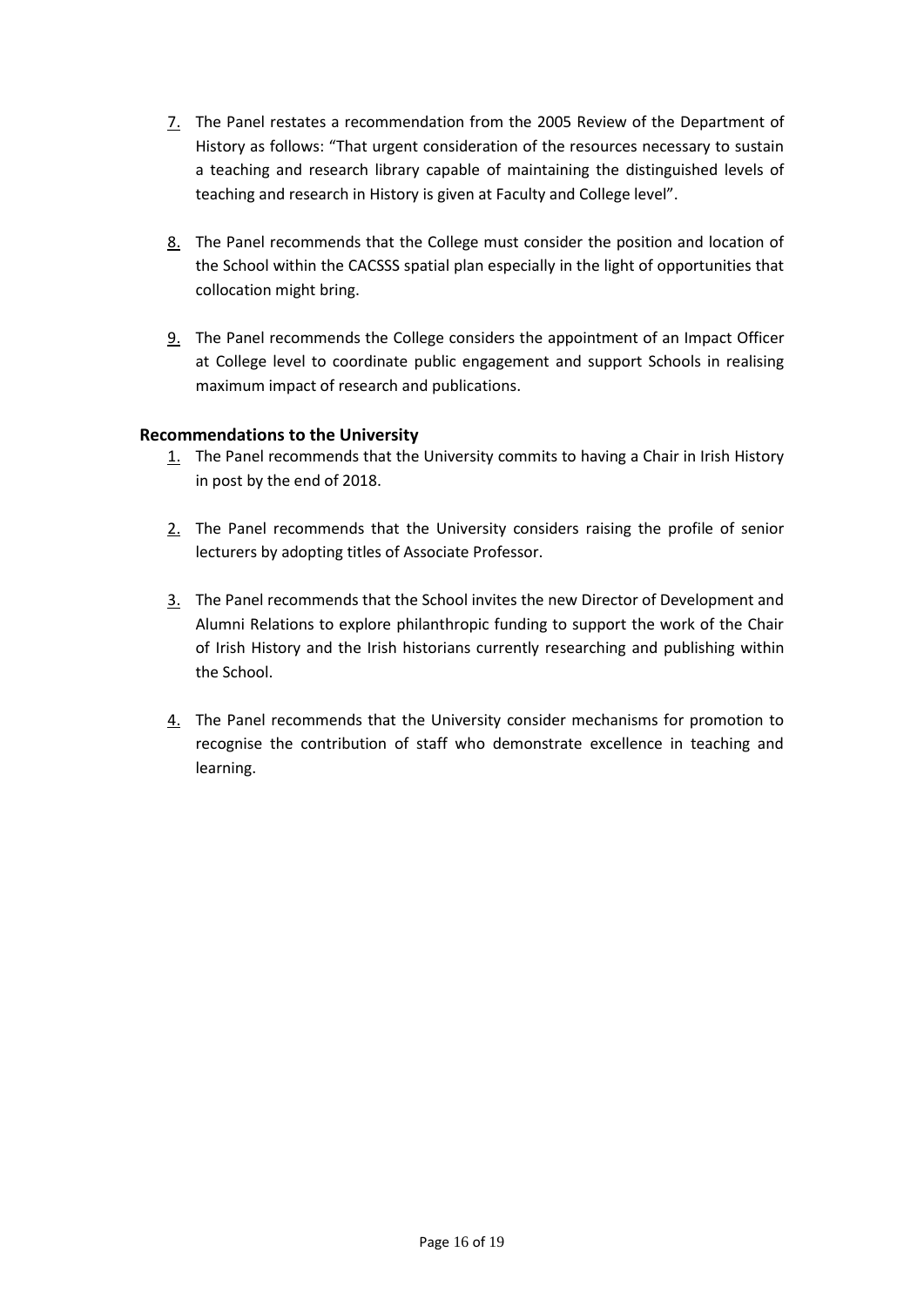7. The Panel restates a recommendation from the 2005 Review of the Department of History as follows: "That urgent consideration of the resources necessary to sustain a teaching and research library capable of maintaining the distinguished levels of teaching and research in History is given at Faculty and College level".

8. The Panel recommends that the College must consider the position and location of the School within the CACSSS spatial plan especially in the light of opportunities that collocation might bring.

9. The Panel recommends the College considers the appointment of an Impact Officer at College level to coordinate public engagement and support Schools in realising maximum impact of research and publications.

### Recommendations to the University

1. The Panel recommends that the University commits to having a Chair in Irish History in post by the end of 2018.

2. The Panel recommends that the University considers raising the profile of senior lecturers by adopting titles of Associate Professor.

3. The Panel recommends that the School invites the new Director of Development and Alumni Relations to explore philanthropic funding to support the work of the Chair of Irish History and the Irish historians currently researching and publishing within the School.

4. The Panel recommends that the University consider mechanisms for promotion to recognise the contribution of staff who demonstrate excellence in teaching and learning.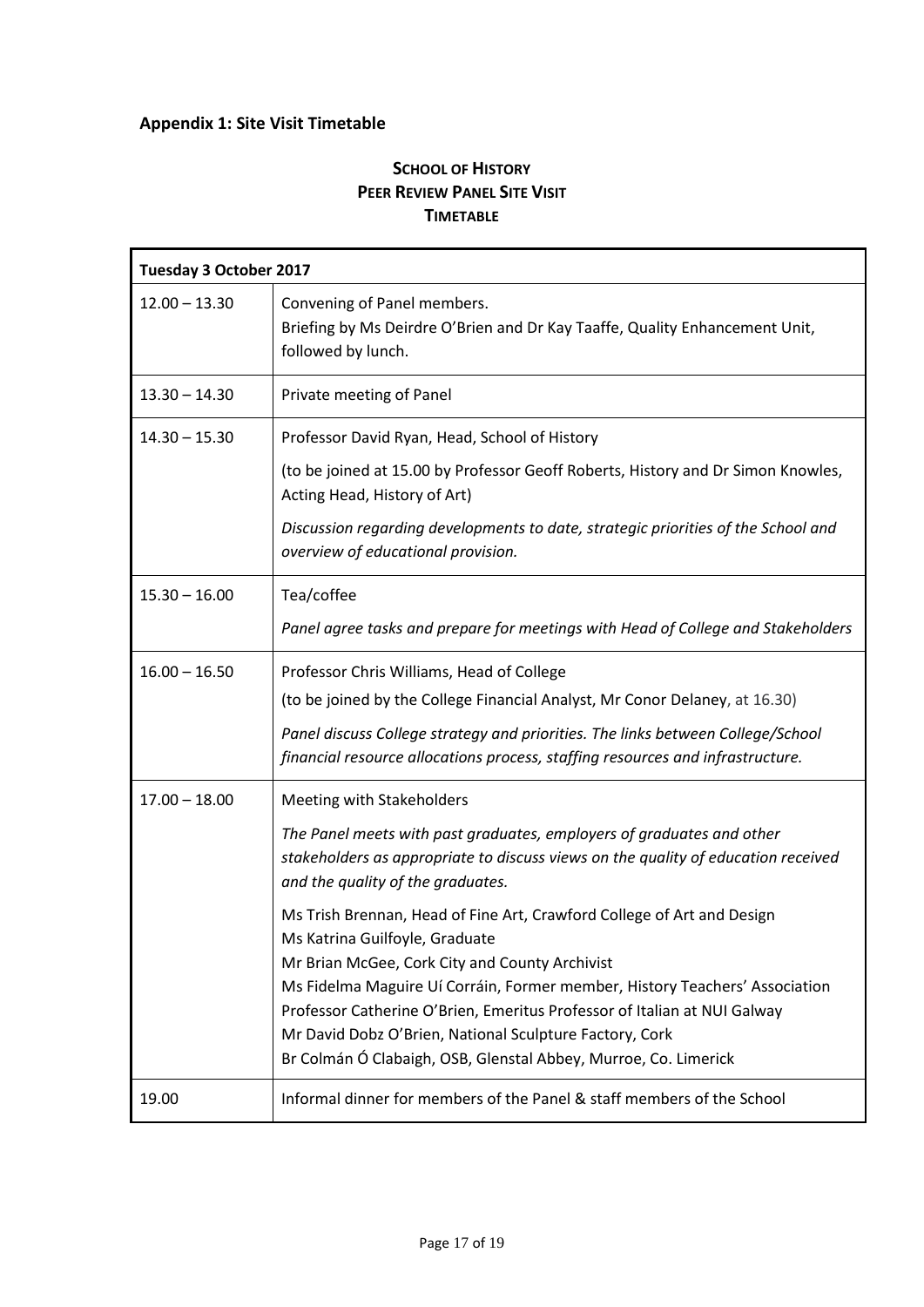## Appendix 1: Site Visit Timetable

**SCHOOL OF HISTORY**
**PEER REVIEW PANEL SITE VISIT**
**TIMETABLE**

| **Tuesday 3 October 2017** | |
|---|---|
| 12.00 – 13.30 | Convening of Panel members.<br>Briefing by Ms Deirdre O'Brien and Dr Kay Taaffe, Quality Enhancement Unit, followed by lunch. |
| 13.30 – 14.30 | Private meeting of Panel |
| 14.30 – 15.30 | Professor David Ryan, Head, School of History<br>(to be joined at 15.00 by Professor Geoff Roberts, History and Dr Simon Knowles, Acting Head, History of Art)<br>*Discussion regarding developments to date, strategic priorities of the School and overview of educational provision.* |
| 15.30 – 16.00 | Tea/coffee<br>*Panel agree tasks and prepare for meetings with Head of College and Stakeholders* |
| 16.00 – 16.50 | Professor Chris Williams, Head of College<br>(to be joined by the College Financial Analyst, Mr Conor Delaney, at 16.30)<br>*Panel discuss College strategy and priorities. The links between College/School financial resource allocations process, staffing resources and infrastructure.* |
| 17.00 – 18.00 | Meeting with Stakeholders<br>*The Panel meets with past graduates, employers of graduates and other stakeholders as appropriate to discuss views on the quality of education received and the quality of the graduates.*<br>Ms Trish Brennan, Head of Fine Art, Crawford College of Art and Design<br>Ms Katrina Guilfoyle, Graduate<br>Mr Brian McGee, Cork City and County Archivist<br>Ms Fidelma Maguire Uí Corráin, Former member, History Teachers' Association<br>Professor Catherine O'Brien, Emeritus Professor of Italian at NUI Galway<br>Mr David Dobz O'Brien, National Sculpture Factory, Cork<br>Br Colmán Ó Clabaigh, OSB, Glenstal Abbey, Murroe, Co. Limerick |
| 19.00 | Informal dinner for members of the Panel & staff members of the School |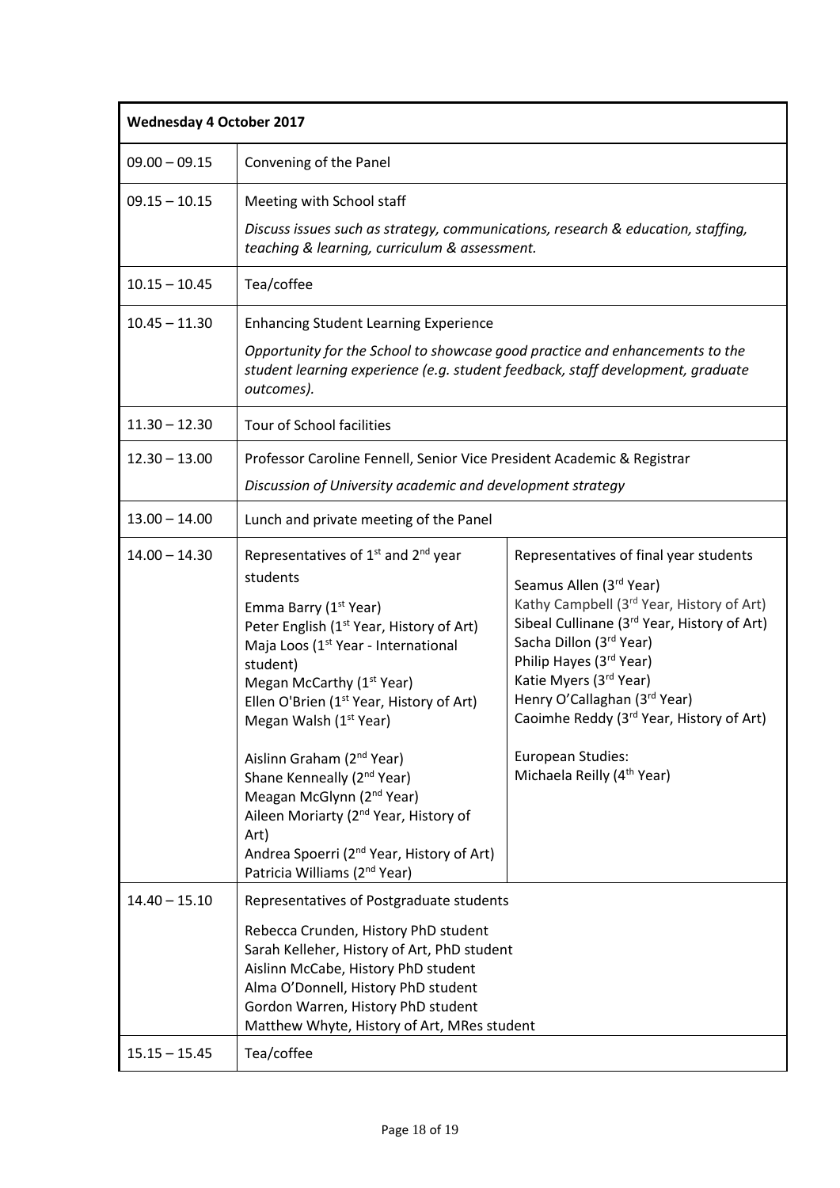| **Wednesday 4 October 2017** | | |
|---|---|---|
| 09.00 – 09.15 | Convening of the Panel | |
| 09.15 – 10.15 | Meeting with School staff<br>*Discuss issues such as strategy, communications, research & education, staffing, teaching & learning, curriculum & assessment.* | |
| 10.15 – 10.45 | Tea/coffee | |
| 10.45 – 11.30 | Enhancing Student Learning Experience<br>*Opportunity for the School to showcase good practice and enhancements to the student learning experience (e.g. student feedback, staff development, graduate outcomes).* | |
| 11.30 – 12.30 | Tour of School facilities | |
| 12.30 – 13.00 | Professor Caroline Fennell, Senior Vice President Academic & Registrar<br>*Discussion of University academic and development strategy* | |
| 13.00 – 14.00 | Lunch and private meeting of the Panel | |
| 14.00 – 14.30 | Representatives of 1st and 2nd year students<br><br>Emma Barry (1st Year)<br>Peter English (1st Year, History of Art)<br>Maja Loos (1st Year - International student)<br>Megan McCarthy (1st Year)<br>Ellen O'Brien (1st Year, History of Art)<br>Megan Walsh (1st Year)<br><br>Aislinn Graham (2nd Year)<br>Shane Kenneally (2nd Year)<br>Meagan McGlynn (2nd Year)<br>Aileen Moriarty (2nd Year, History of Art)<br>Andrea Spoerri (2nd Year, History of Art)<br>Patricia Williams (2nd Year) | Representatives of final year students<br><br>Seamus Allen (3rd Year)<br>Kathy Campbell (3rd Year, History of Art)<br>Sibeal Cullinane (3rd Year, History of Art)<br>Sacha Dillon (3rd Year)<br>Philip Hayes (3rd Year)<br>Katie Myers (3rd Year)<br>Henry O'Callaghan (3rd Year)<br>Caoimhe Reddy (3rd Year, History of Art)<br><br>European Studies:<br>Michaela Reilly (4th Year) |
| 14.40 – 15.10 | Representatives of Postgraduate students<br><br>Rebecca Crunden, History PhD student<br>Sarah Kelleher, History of Art, PhD student<br>Aislinn McCabe, History PhD student<br>Alma O'Donnell, History PhD student<br>Gordon Warren, History PhD student<br>Matthew Whyte, History of Art, MRes student | |
| 15.15 – 15.45 | Tea/coffee | |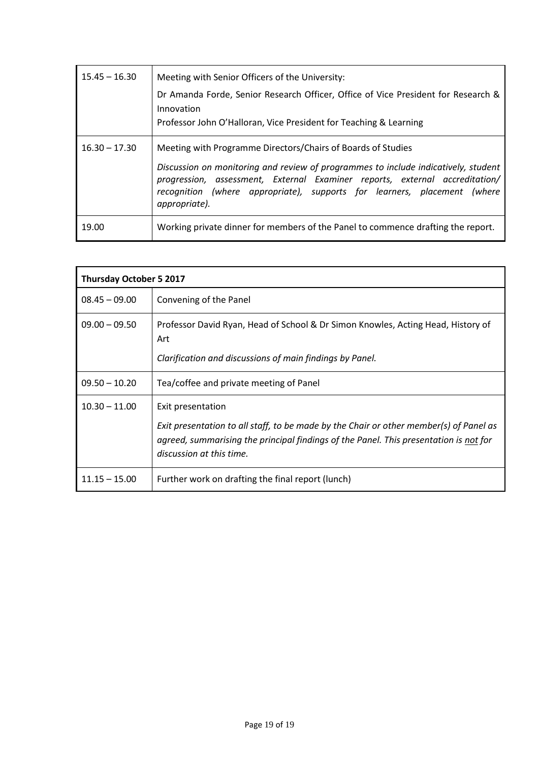| | |
|---|---|
| 15.45 – 16.30 | Meeting with Senior Officers of the University:<br>Dr Amanda Forde, Senior Research Officer, Office of Vice President for Research & Innovation<br>Professor John O'Halloran, Vice President for Teaching & Learning |
| 16.30 – 17.30 | Meeting with Programme Directors/Chairs of Boards of Studies<br>*Discussion on monitoring and review of programmes to include indicatively, student progression, assessment, External Examiner reports, external accreditation/ recognition (where appropriate), supports for learners, placement (where appropriate).* |
| 19.00 | Working private dinner for members of the Panel to commence drafting the report. |

| **Thursday October 5 2017** | |
|---|---|
| 08.45 – 09.00 | Convening of the Panel |
| 09.00 – 09.50 | Professor David Ryan, Head of School & Dr Simon Knowles, Acting Head, History of Art<br>*Clarification and discussions of main findings by Panel.* |
| 09.50 – 10.20 | Tea/coffee and private meeting of Panel |
| 10.30 – 11.00 | Exit presentation<br>*Exit presentation to all staff, to be made by the Chair or other member(s) of Panel as agreed, summarising the principal findings of the Panel. This presentation is not for discussion at this time.* |
| 11.15 – 15.00 | Further work on drafting the final report (lunch) |